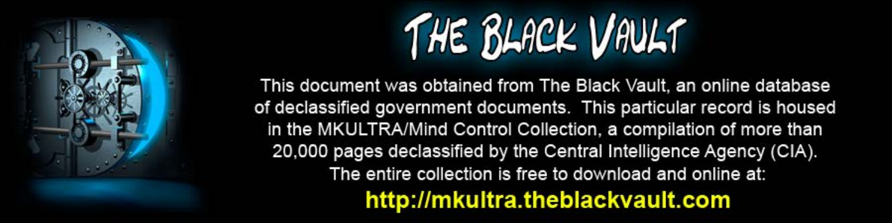# THE BLACK VAULT

This document was obtained from The Black Vault, an online database of declassified government documents. This particular record is housed in the MKULTRA/Mind Control Collection, a compilation of more than 20,000 pages declassified by the Central Intelligence Agency (CIA). The entire collection is free to download and online at:

**http://mkultra.theblackvault.com**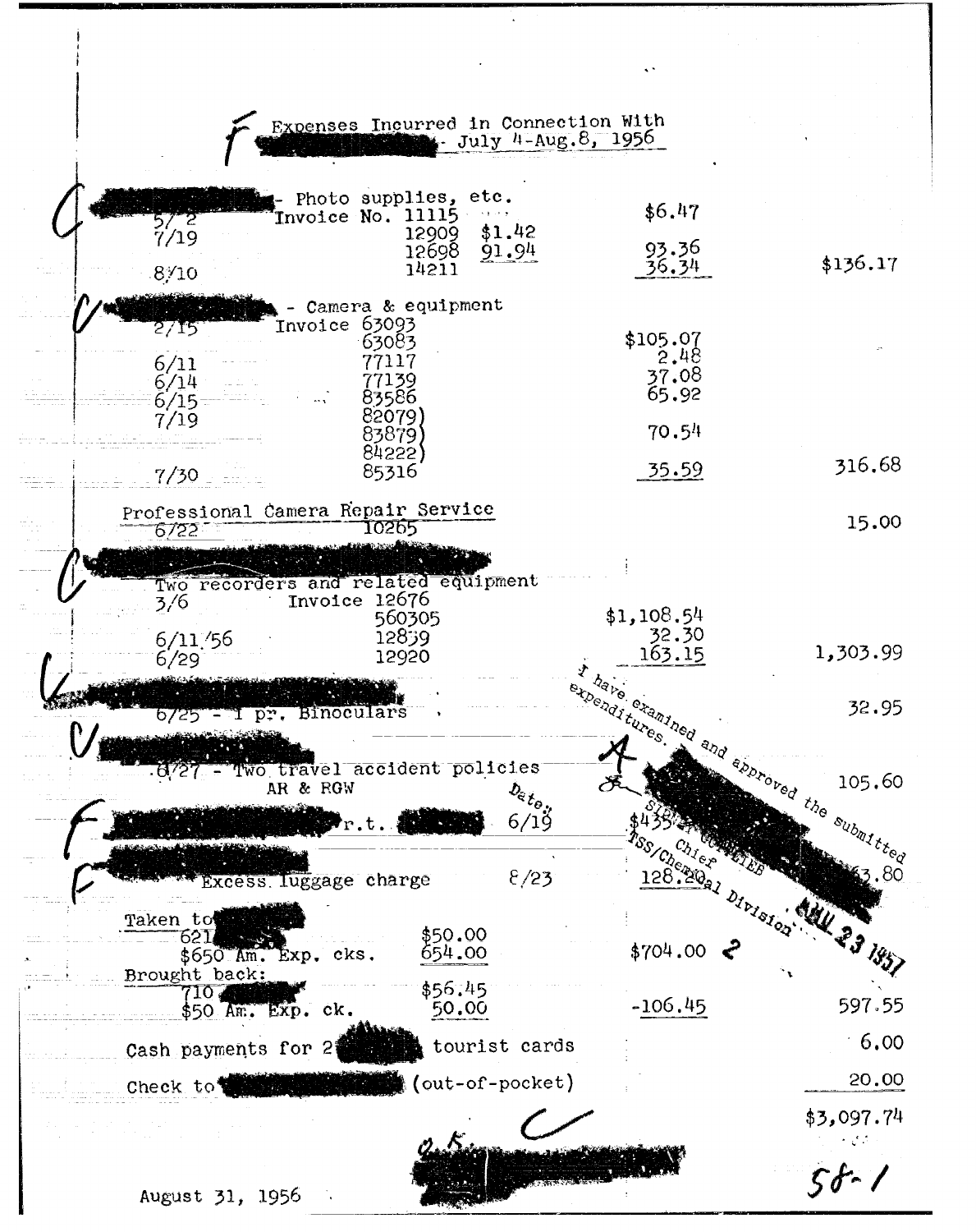# Expenses Incurred in Connection With [redacted] - July 4-Aug.8, 1956

F

| | | | | |
|---|---|---|---|---|
| C [redacted] - Photo supplies, etc. | | | | |
| 5/2 | Invoice No. 11115 | | $6.47 | |
| 7/19 | 12909 | $1.42 | | |
| | 12698 | 91.94 | 93.36 | |
| 8/10 | 14211 | | 36.34 | $136.17 |
| C [redacted] - Camera & equipment | | | | |
| 2/15 | Invoice 63093 | | | |
| | 63083 | | $105.07 | |
| 6/11 | 77117 | | 2.48 | |
| 6/14 | 77139 | | 37.08 | |
| 6/15 | 83586 | | 65.92 | |
| 7/19 | 82079) | | | |
| | 83879) | | 70.54 | |
| | 84222) | | | |
| 7/30 | 85316 | | 35.59 | 316.68 |
| Professional Camera Repair Service | | | | |
| 6/22 | 10265 | | | 15.00 |
| C [redacted] | | | | |
| Two recorders and related equipment | | | | |
| 3/6 | Invoice 12676 | | | |
| | 560305 | | $1,108.54 | |
| 6/11/56 | 12839 | | 32.30 | |
| 6/29 | 12920 | | 163.15 | 1,303.99 |
| C [redacted] | | | | |
| 6/25 - 1 pr. Binoculars | | | | 32.95 |
| C [redacted] | | | | |
| 6/27 - Two travel accident policies AR & RGW | | | | 105.60 |
| F [redacted] r.t. [redacted] | | 6/19 | $435.[?] | |
| F [redacted] | | | | |
| Excess luggage charge | | 8/23 | 128.20 | [?]63.80 |
| Taken to [redacted] | | | | |
| 621 [redacted] | | $50.00 | | |
| $650 Am. Exp. cks. | | 654.00 | $704.00 | |
| Brought back: | | | | |
| 710 [redacted] | | $56.45 | | |
| $50 Am. Exp. ck. | | 50.00 | -106.45 | 597.55 |
| Cash payments for 2 [redacted] tourist cards | | | | 6.00 |
| Check to [redacted] (out-of-pocket) | | | | 20.00 |
| | | | | $3,097.74 |

I have examined and approved the submitted expenditures.

Date: [redacted]

Signed: [redacted]

Chief TSS/Chemical Division

AUG 23 1957

O.K. [redacted]

August 31, 1956

58-1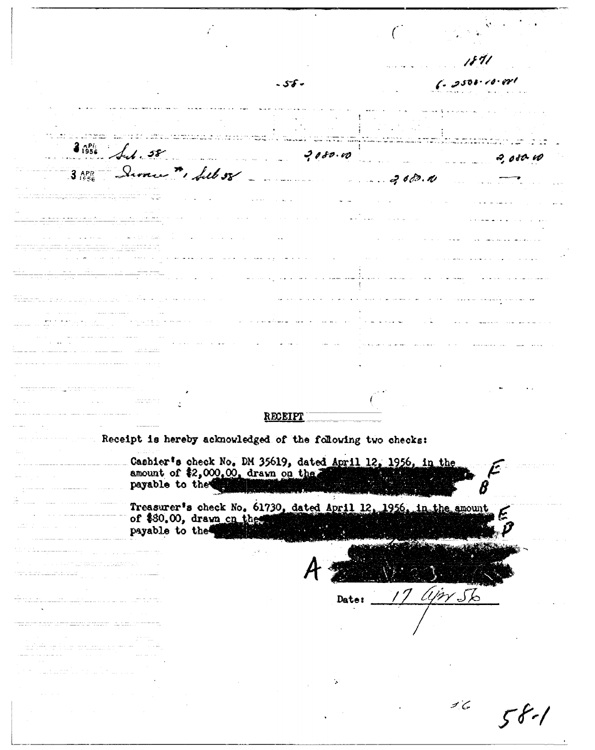1871

-58-

6-2500-10-001

| | | | |
|---|---|---|---|
| 3 APR 1956 | Sub. 58 | 2,080.10 | 2,080.10 |
| 3 APR 1956 | Draw #, Sub 58 | 2,080.10 | — |

RECEIPT

Receipt is hereby acknowledged of the following two checks:

Cashier's check No. DM 35619, dated April 12, 1956, in the amount of $2,000.00, drawn on the [redacted] payable to the [redacted] E B

Treasurer's check No. 61730, dated April 12, 1956, in the amount of $80.00, drawn on the [redacted] payable to the [redacted] E D

A [redacted]

Date: 17 Apr 56

58-1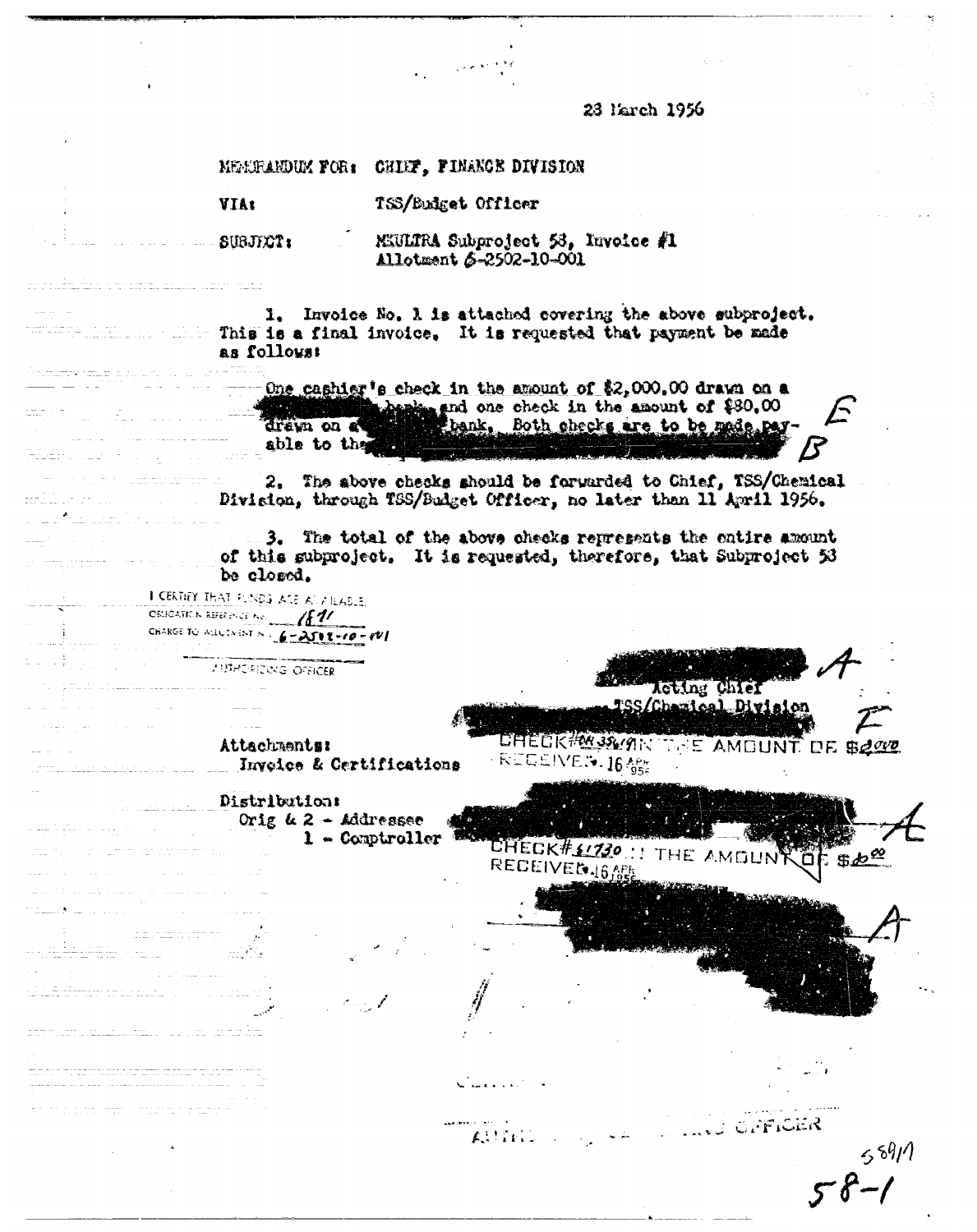28 March 1956

MEMORANDUM FOR: CHIEF, FINANCE DIVISION

VIA: TSS/Budget Officer

SUBJECT: MKULTRA Subproject 58, Invoice #1
Allotment 6-2502-10-001

1. Invoice No. 1 is attached covering the above subproject. This is a final invoice. It is requested that payment be made as follows:

One cashier's check in the amount of $2,000.00 drawn on a bank and one check in the amount of $80.00 drawn on a bank. Both checks are to be made payable to the

2. The above checks should be forwarded to Chief, TSS/Chemical Division, through TSS/Budget Officer, no later than 11 April 1956.

3. The total of the above checks represents the entire amount of this subproject. It is requested, therefore, that Subproject 58 be closed.

I CERTIFY THAT FUNDS ARE AVAILABLE
OBLIGATION REFERENCE NO. 181
CHARGE TO ALLOTMENT NO. 6-2502-10-001

AUTHORIZING OFFICER

Acting Chief
TSS/Chemical Division

CHECK# 35191 IN THE AMOUNT OF $2000
RECEIVED 16 APR 1956

Attachments:
Invoice & Certifications

Distribution:
Orig & 2 - Addressee
1 - Comptroller

CHECK# 61730 IN THE AMOUNT OF $80.00
RECEIVED 16 APR 1956

AUTHORIZING OFFICER

58-1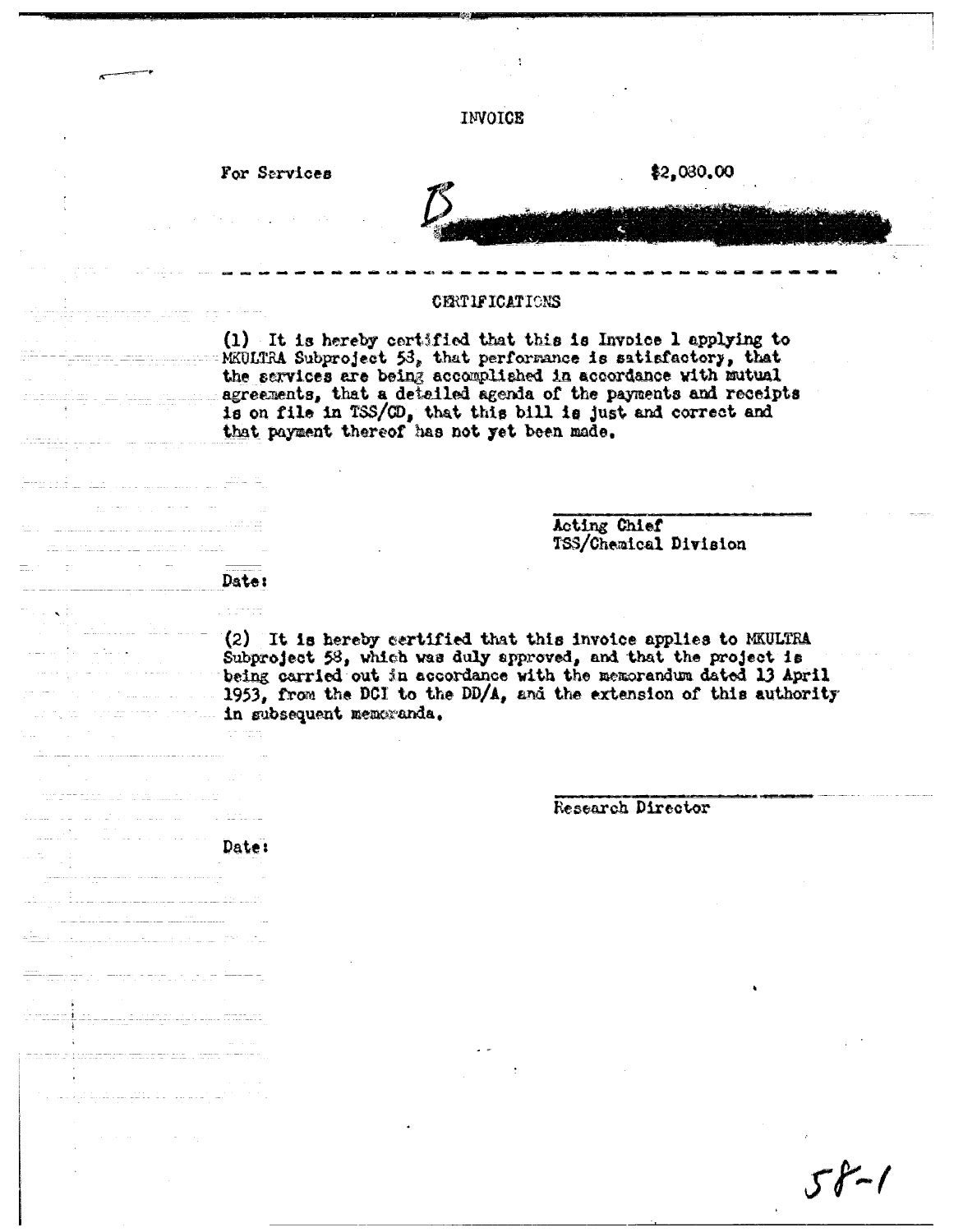INVOICE

For Services $2,080.00

B

---

CERTIFICATIONS

(1) It is hereby certified that this is Invoice 1 applying to MKULTRA Subproject 58, that performance is satisfactory, that the services are being accomplished in accordance with mutual agreements, that a detailed agenda of the payments and receipts is on file in TSS/CD, that this bill is just and correct and that payment thereof has not yet been made.

Acting Chief
TSS/Chemical Division

Date:

(2) It is hereby certified that this invoice applies to MKULTRA Subproject 58, which was duly approved, and that the project is being carried out in accordance with the memorandum dated 13 April 1953, from the DCI to the DD/A, and the extension of this authority in subsequent memoranda.

Research Director

Date:

58-1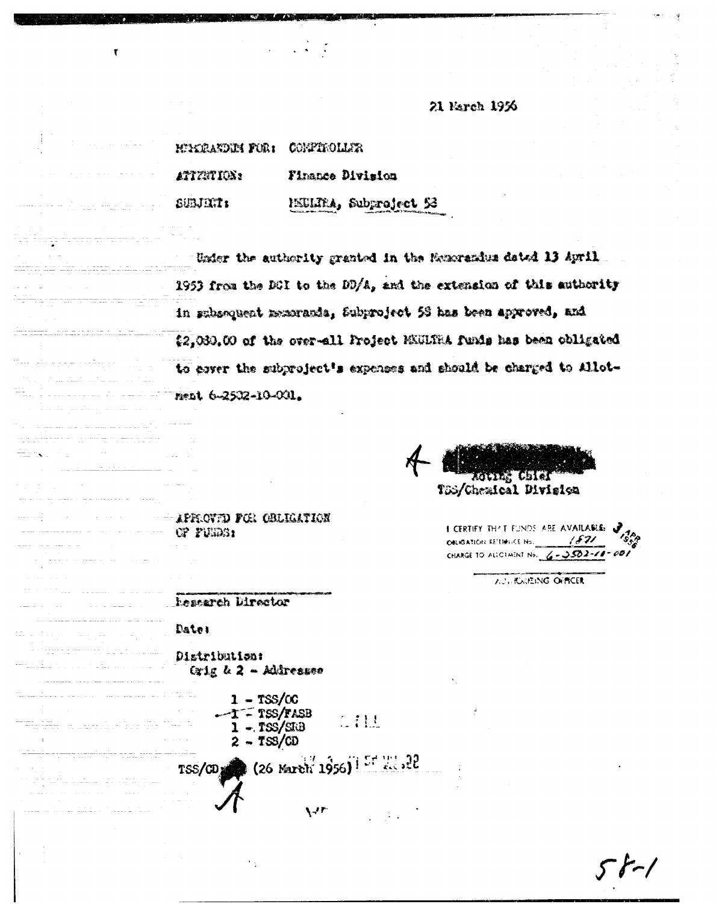21 March 1956

MEMORANDUM FOR: COMPTROLLER

ATTENTION: Finance Division

SUBJECT: MKULTRA, Subproject 58

Under the authority granted in the Memorandum dated 13 April 1953 from the DCI to the DD/A, and the extension of this authority in subsequent memoranda, Subproject 58 has been approved, and $2,030.00 of the over-all Project MKULTRA funds has been obligated to cover the subproject's expenses and should be charged to Allotment 6-2502-10-001.

A

Acting Chief
TSS/Chemical Division

I CERTIFY THAT FUNDS ARE AVAILABLE: 3 APR 1956
OBLIGATION REFERENCE No. 1871
CHARGE TO ALLOTMENT No. 6-2502-10-001

AUTHORIZING OFFICER

APPROVED FOR OBLIGATION OF FUNDS:

Research Director

Date:

Distribution:
Orig & 2 - Addressee
1 - TSS/OC
1 - TSS/FASB
1 - TSS/SRB
2 - TSS/CD

TSS/CD (26 March 1956)

A

58-1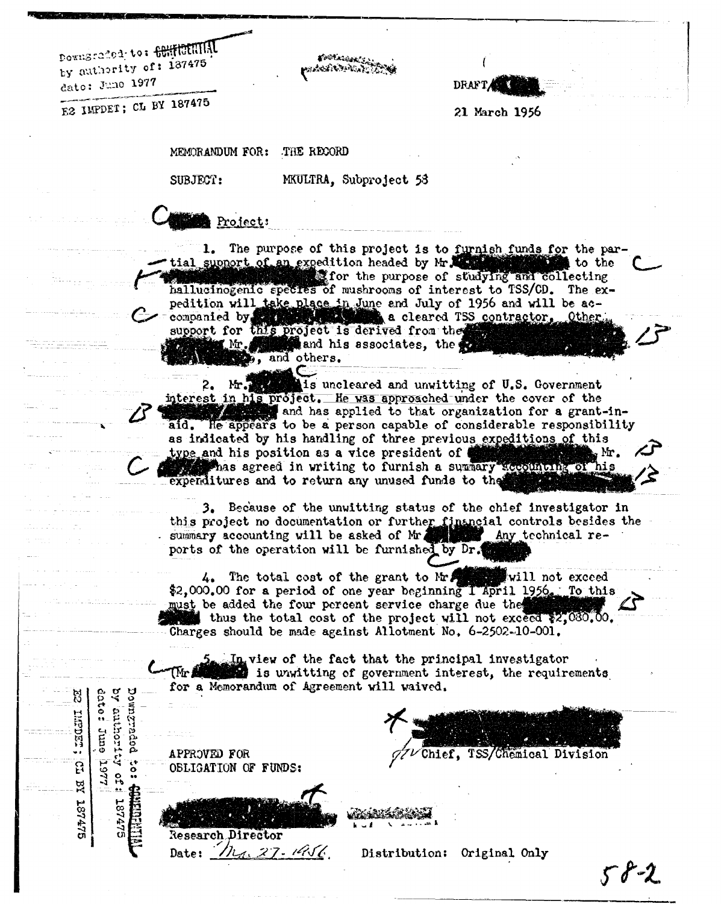Downgraded to: CONFIDENTIAL
by authority of: 187475
date: June 1977

E2 IMPDET; CL BY 187475

DRAFT/

21 March 1956

MEMORANDUM FOR: THE RECORD

SUBJECT: MKULTRA, Subproject 58

C Project:

1. The purpose of this project is to furnish funds for the partial support of an expedition headed by Mr. to the for the purpose of studying and collecting hallucinogenic species of mushrooms of interest to TSS/CD. The expedition will take place in June and July of 1956 and will be accompanied by a cleared TSS contractor. Other support for this project is derived from the Mr. and his associates, the , and others.

2. Mr. is uncleared and unwitting of U.S. Government interest in his project. He was approached under the cover of the and has applied to that organization for a grant-in-aid. He appears to be a person capable of considerable responsibility as indicated by his handling of three previous expeditions of this type and his position as a vice president of Mr. has agreed in writing to furnish a summary accounting of his expenditures and to return any unused funds to the

3. Because of the unwitting status of the chief investigator in this project no documentation or further financial controls besides the summary accounting will be asked of Mr. Any technical reports of the operation will be furnished by Dr.

4. The total cost of the grant to Mr. will not exceed \$2,000.00 for a period of one year beginning 1 April 1956. To this must be added the four percent service charge due the thus the total cost of the project will not exceed \$2,080.00. Charges should be made against Allotment No. 6-2502-10-001.

5. In view of the fact that the principal investigator (Mr. is unwitting of government interest, the requirements for a Memorandum of Agreement will waived.

Chief, TSS/Chemical Division

APPROVED FOR
OBLIGATION OF FUNDS:

Research Director
Date: Mar. 27-1956

Distribution: Original Only

Downgraded to: CONFIDENTIAL
by authority of: 187475
date: June 1977
E2 IMPDET; CL BY 187475

58-2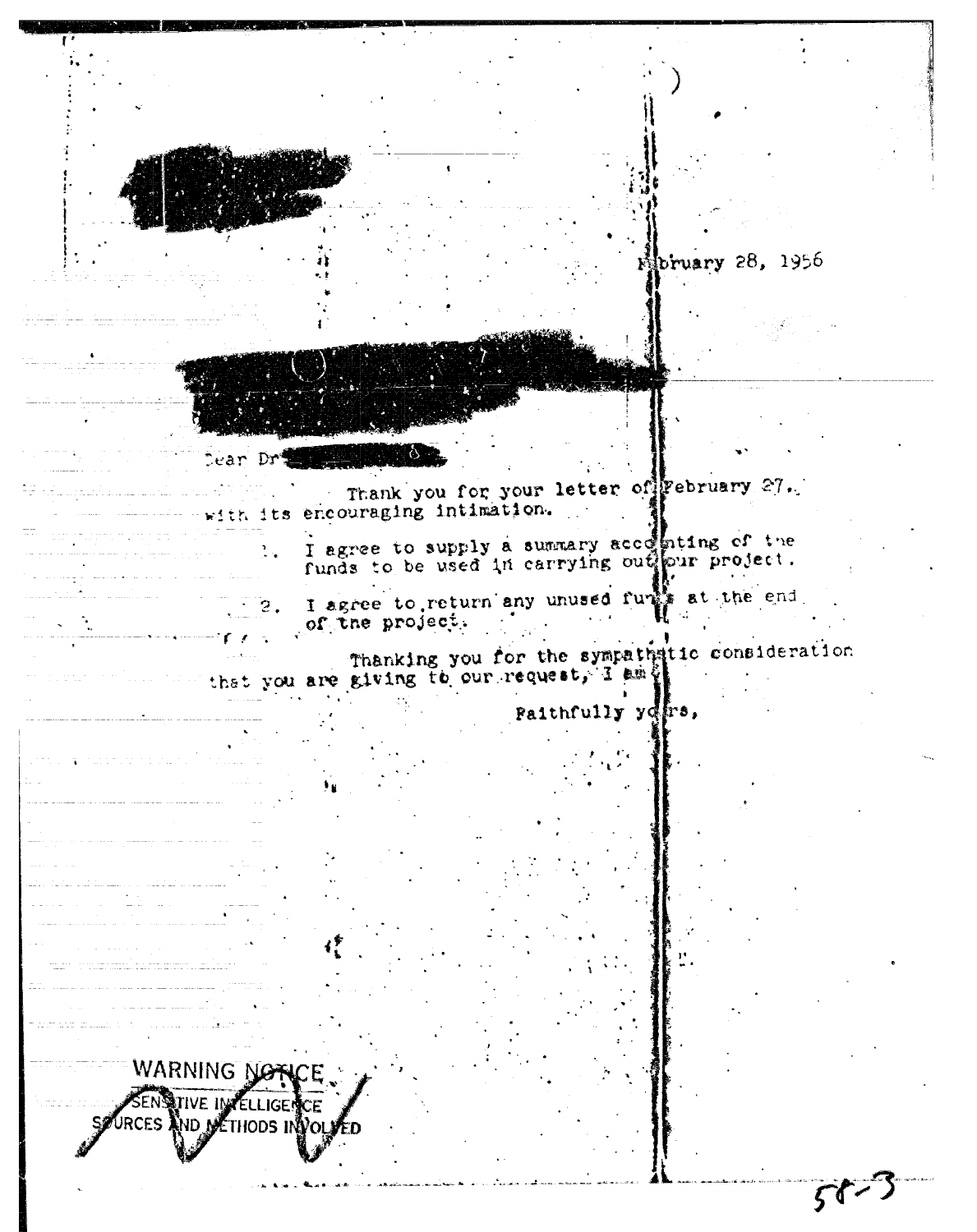February 28, 1956

Dear Dr

Thank you for your letter of February 27, with its encouraging intimation.

1. I agree to supply a summary accounting of the funds to be used in carrying out our project.

2. I agree to return any unused funds at the end of the project.

Thanking you for the sympathetic consideration that you are giving to our request, I am

Faithfully yours,

WARNING NOTICE
SENSITIVE INTELLIGENCE
SOURCES AND METHODS INVOLVED

58-3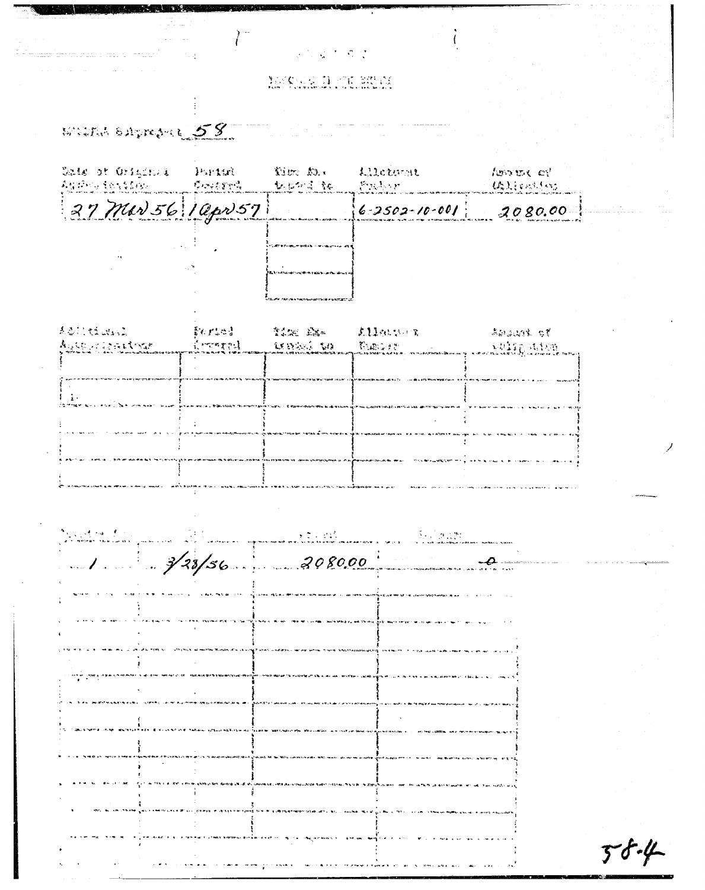MKULTRA Subproject 58

| Date of Original Authorization | Period Covered | Time Ext. Granted to | Allotment Number | Amount of Obligation |
| --- | --- | --- | --- | --- |
| 27 Mar 56 | 1 Apr 57 | | 6-2502-10-001 | 2080.00 |
| | | | | |
| | | | | |
| | | | | |

| Additional Authorizations | Period Covered | Time Ext. Granted to | Allotment Number | Amount of Obligation |
| --- | --- | --- | --- | --- |
| | | | | |
| | | | | |
| | | | | |
| | | | | |
| | | | | |

| Voucher No. | Date | Amount | Balance |
| --- | --- | --- | --- |
| 1 | 3/28/56 | 2080.00 | -0- |
| | | | |
| | | | |
| | | | |
| | | | |
| | | | |
| | | | |
| | | | |
| | | | |
| | | | |

58-4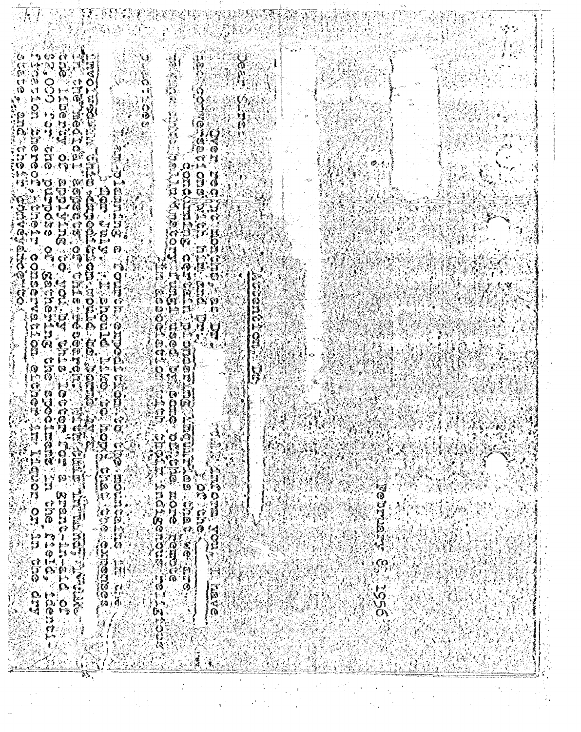February 8, 1956

Dear Sirs:

Attention, Dr.

Over recent months, as Dr. will inform you, I have had conversations with him and Dr. of the concerning certain pioneering inquiries that we are making into the hallucinatory fungi used by some of the more remote in association with their indigenous religious practices.

I am planning a fourth expedition to the mountains in the for July. I should like to hope that the expenses involved in this expedition would be borne by the medical aspects of this research, and I am taking the liberty of applying to you by this letter for a grant-in-aid of $2,000 for the purpose of gathering the specimens in the field, identification thereof, their conservation either in liquor or in the dry state, and their conveyance to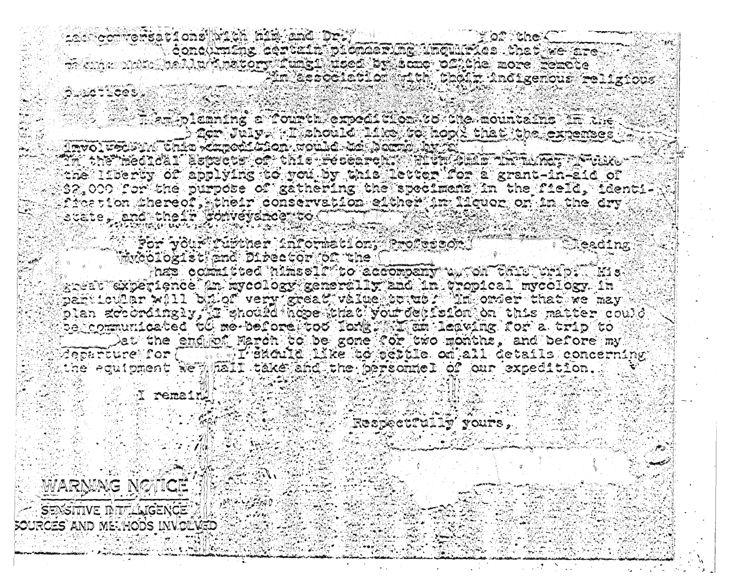...al conversations with him and Dr. of the concerning certain pioneering inquiries that we are making into hallucinatory fungi used by some of the more remote in association with their indigenous religious practices.

I am planning a fourth expedition to the mountains in the for July. I should like to hope that the expenses involved in this expedition would be borne by In the medical aspects of this research. With this in mind, I take the liberty of applying to you by this letter for a grant-in-aid of $2,000 for the purpose of gathering the specimens in the field, identification thereof, their conservation either in liquor or in the dry state, and their conveyance to

For your further information, Professor leading mycologist and Director of the has committed himself to accompany us on this trip. His great experience in mycology generally and in tropical mycology in particular will be of very great value to us. In order that we may plan accordingly, I should hope that your decision on this matter could be communicated to me before too long. I am leaving for a trip to at the end of March to be gone for two months, and before my departure for I should like to settle on all details concerning the equipment we shall take and the personnel of our expedition.

I remain,

Respectfully yours,

WARNING NOTICE
SENSITIVE INTELLIGENCE
SOURCES AND METHODS INVOLVED